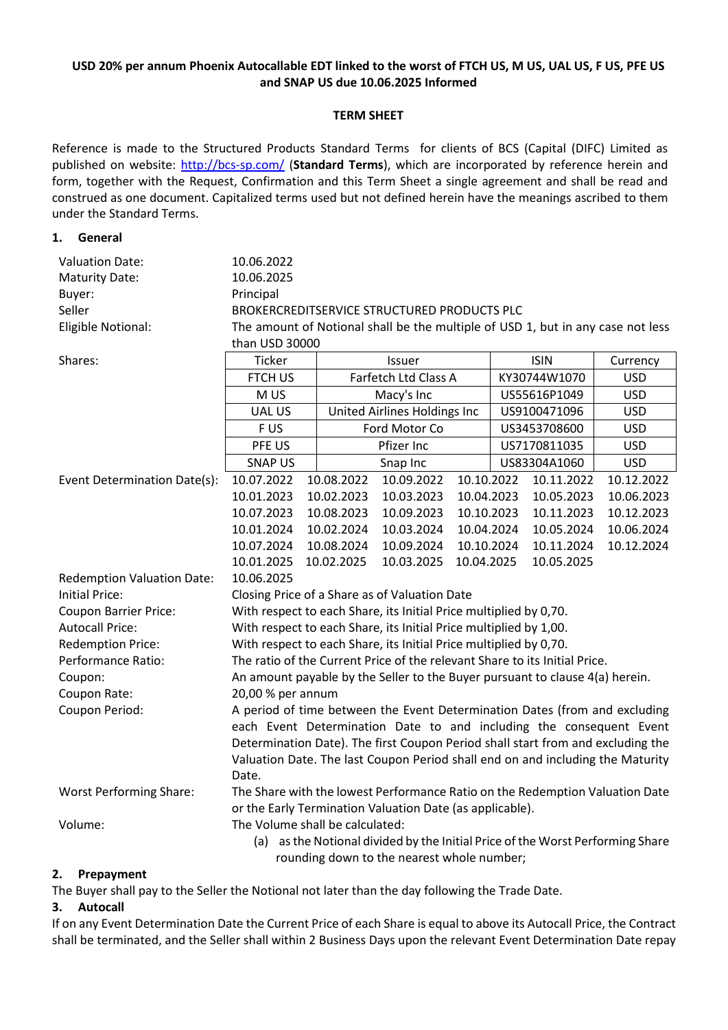**USD 20% per annum Phoenix Autocallable EDT linked to the worst of FTCH US, M US, UAL US, F US, PFE US and SNAP US due 10.06.2025 Informed**

**TERM SHEET**

Reference is made to the Structured Products Standard Terms for clients of BCS (Capital (DIFC) Limited as published on website: http://bcs-sp.com/ (**Standard Terms**), which are incorporated by reference herein and form, together with the Request, Confirmation and this Term Sheet a single agreement and shall be read and construed as one document. Capitalized terms used but not defined herein have the meanings ascribed to them under the Standard Terms.

## 1. General

Valuation Date: 10.06.2022

Maturity Date: 10.06.2025

Buyer: Principal

Seller: BROKERCREDITSERVICE STRUCTURED PRODUCTS PLC

Eligible Notional: The amount of Notional shall be the multiple of USD 1, but in any case not less than USD 30000

Shares:

| Ticker | Issuer | ISIN | Currency |
|---|---|---|---|
| FTCH US | Farfetch Ltd Class A | KY30744W1070 | USD |
| M US | Macy's Inc | US55616P1049 | USD |
| UAL US | United Airlines Holdings Inc | US9100471096 | USD |
| F US | Ford Motor Co | US3453708600 | USD |
| PFE US | Pfizer Inc | US7170811035 | USD |
| SNAP US | Snap Inc | US83304A1060 | USD |

Event Determination Date(s):

| | | | | | |
|---|---|---|---|---|---|
| 10.07.2022 | 10.08.2022 | 10.09.2022 | 10.10.2022 | 10.11.2022 | 10.12.2022 |
| 10.01.2023 | 10.02.2023 | 10.03.2023 | 10.04.2023 | 10.05.2023 | 10.06.2023 |
| 10.07.2023 | 10.08.2023 | 10.09.2023 | 10.10.2023 | 10.11.2023 | 10.12.2023 |
| 10.01.2024 | 10.02.2024 | 10.03.2024 | 10.04.2024 | 10.05.2024 | 10.06.2024 |
| 10.07.2024 | 10.08.2024 | 10.09.2024 | 10.10.2024 | 10.11.2024 | 10.12.2024 |
| 10.01.2025 | 10.02.2025 | 10.03.2025 | 10.04.2025 | 10.05.2025 | |

Redemption Valuation Date: 10.06.2025

Initial Price: Closing Price of a Share as of Valuation Date

Coupon Barrier Price: With respect to each Share, its Initial Price multiplied by 0,70.

Autocall Price: With respect to each Share, its Initial Price multiplied by 1,00.

Redemption Price: With respect to each Share, its Initial Price multiplied by 0,70.

Performance Ratio: The ratio of the Current Price of the relevant Share to its Initial Price.

Coupon: An amount payable by the Seller to the Buyer pursuant to clause 4(a) herein.

Coupon Rate: 20,00 % per annum

Coupon Period: A period of time between the Event Determination Dates (from and excluding each Event Determination Date to and including the consequent Event Determination Date). The first Coupon Period shall start from and excluding the Valuation Date. The last Coupon Period shall end on and including the Maturity Date.

Worst Performing Share: The Share with the lowest Performance Ratio on the Redemption Valuation Date or the Early Termination Valuation Date (as applicable).

Volume: The Volume shall be calculated:

(a) as the Notional divided by the Initial Price of the Worst Performing Share rounding down to the nearest whole number;

## 2. Prepayment

The Buyer shall pay to the Seller the Notional not later than the day following the Trade Date.

## 3. Autocall

If on any Event Determination Date the Current Price of each Share is equal to above its Autocall Price, the Contract shall be terminated, and the Seller shall within 2 Business Days upon the relevant Event Determination Date repay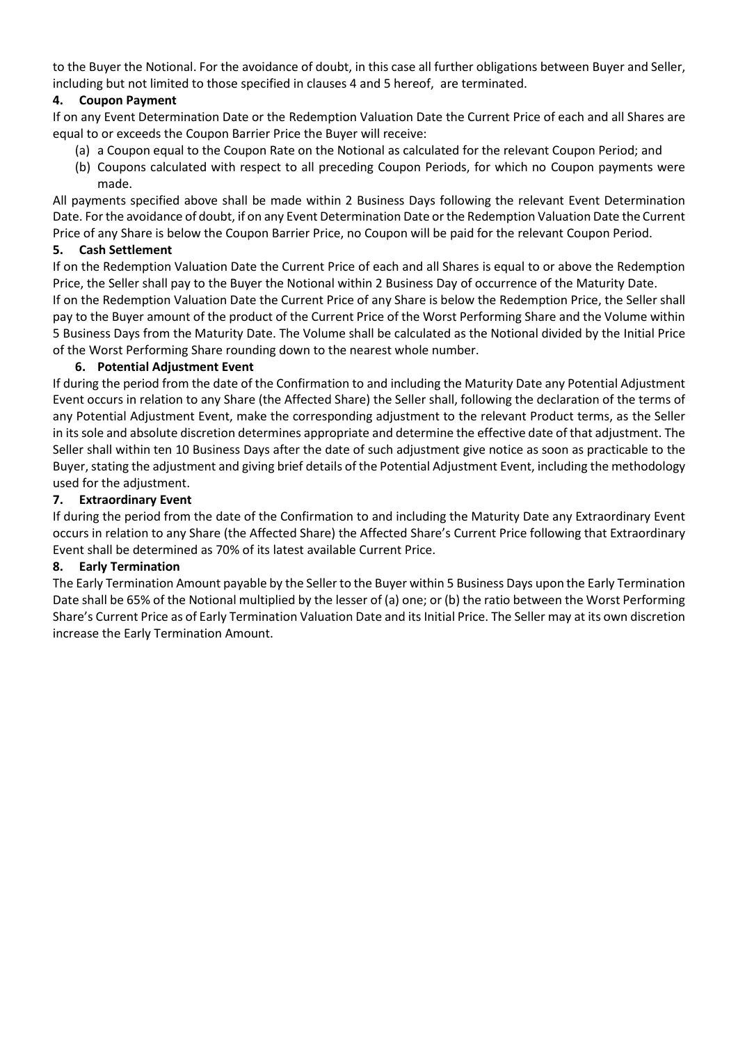to the Buyer the Notional. For the avoidance of doubt, in this case all further obligations between Buyer and Seller, including but not limited to those specified in clauses 4 and 5 hereof, are terminated.

**4. Coupon Payment**

If on any Event Determination Date or the Redemption Valuation Date the Current Price of each and all Shares are equal to or exceeds the Coupon Barrier Price the Buyer will receive:

(a) a Coupon equal to the Coupon Rate on the Notional as calculated for the relevant Coupon Period; and

(b) Coupons calculated with respect to all preceding Coupon Periods, for which no Coupon payments were made.

All payments specified above shall be made within 2 Business Days following the relevant Event Determination Date. For the avoidance of doubt, if on any Event Determination Date or the Redemption Valuation Date the Current Price of any Share is below the Coupon Barrier Price, no Coupon will be paid for the relevant Coupon Period.

**5. Cash Settlement**

If on the Redemption Valuation Date the Current Price of each and all Shares is equal to or above the Redemption Price, the Seller shall pay to the Buyer the Notional within 2 Business Day of occurrence of the Maturity Date.

If on the Redemption Valuation Date the Current Price of any Share is below the Redemption Price, the Seller shall pay to the Buyer amount of the product of the Current Price of the Worst Performing Share and the Volume within 5 Business Days from the Maturity Date. The Volume shall be calculated as the Notional divided by the Initial Price of the Worst Performing Share rounding down to the nearest whole number.

**6. Potential Adjustment Event**

If during the period from the date of the Confirmation to and including the Maturity Date any Potential Adjustment Event occurs in relation to any Share (the Affected Share) the Seller shall, following the declaration of the terms of any Potential Adjustment Event, make the corresponding adjustment to the relevant Product terms, as the Seller in its sole and absolute discretion determines appropriate and determine the effective date of that adjustment. The Seller shall within ten 10 Business Days after the date of such adjustment give notice as soon as practicable to the Buyer, stating the adjustment and giving brief details of the Potential Adjustment Event, including the methodology used for the adjustment.

**7. Extraordinary Event**

If during the period from the date of the Confirmation to and including the Maturity Date any Extraordinary Event occurs in relation to any Share (the Affected Share) the Affected Share's Current Price following that Extraordinary Event shall be determined as 70% of its latest available Current Price.

**8. Early Termination**

The Early Termination Amount payable by the Seller to the Buyer within 5 Business Days upon the Early Termination Date shall be 65% of the Notional multiplied by the lesser of (a) one; or (b) the ratio between the Worst Performing Share's Current Price as of Early Termination Valuation Date and its Initial Price. The Seller may at its own discretion increase the Early Termination Amount.